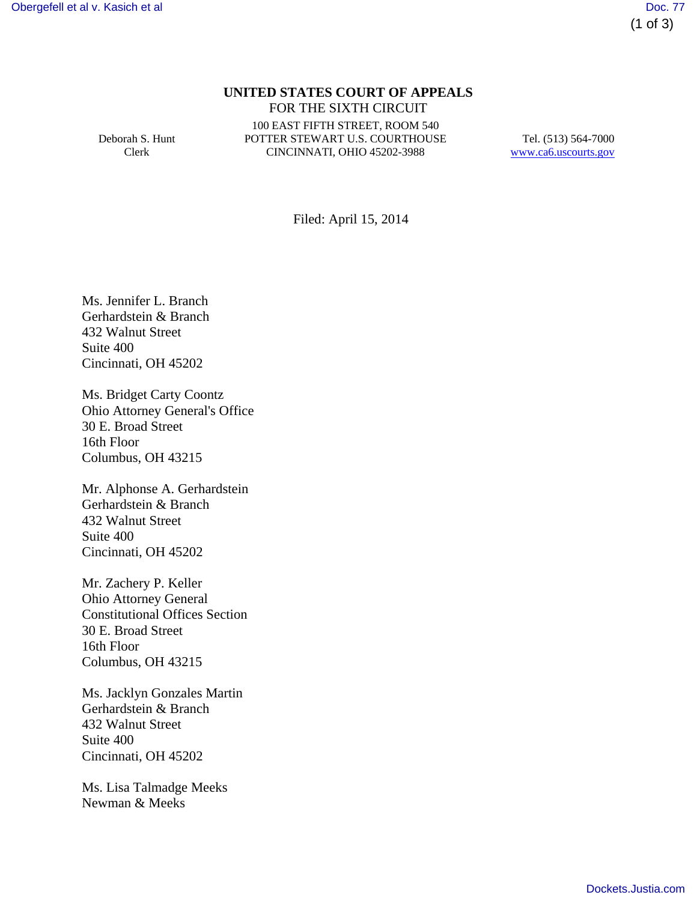**UNITED STATES COURT OF APPEALS**
FOR THE SIXTH CIRCUIT

Deborah S. Hunt
Clerk

100 EAST FIFTH STREET, ROOM 540
POTTER STEWART U.S. COURTHOUSE
CINCINNATI, OHIO 45202-3988

Tel. (513) 564-7000
www.ca6.uscourts.gov

Filed: April 15, 2014

Ms. Jennifer L. Branch
Gerhardstein & Branch
432 Walnut Street
Suite 400
Cincinnati, OH 45202

Ms. Bridget Carty Coontz
Ohio Attorney General's Office
30 E. Broad Street
16th Floor
Columbus, OH 43215

Mr. Alphonse A. Gerhardstein
Gerhardstein & Branch
432 Walnut Street
Suite 400
Cincinnati, OH 45202

Mr. Zachery P. Keller
Ohio Attorney General
Constitutional Offices Section
30 E. Broad Street
16th Floor
Columbus, OH 43215

Ms. Jacklyn Gonzales Martin
Gerhardstein & Branch
432 Walnut Street
Suite 400
Cincinnati, OH 45202

Ms. Lisa Talmadge Meeks
Newman & Meeks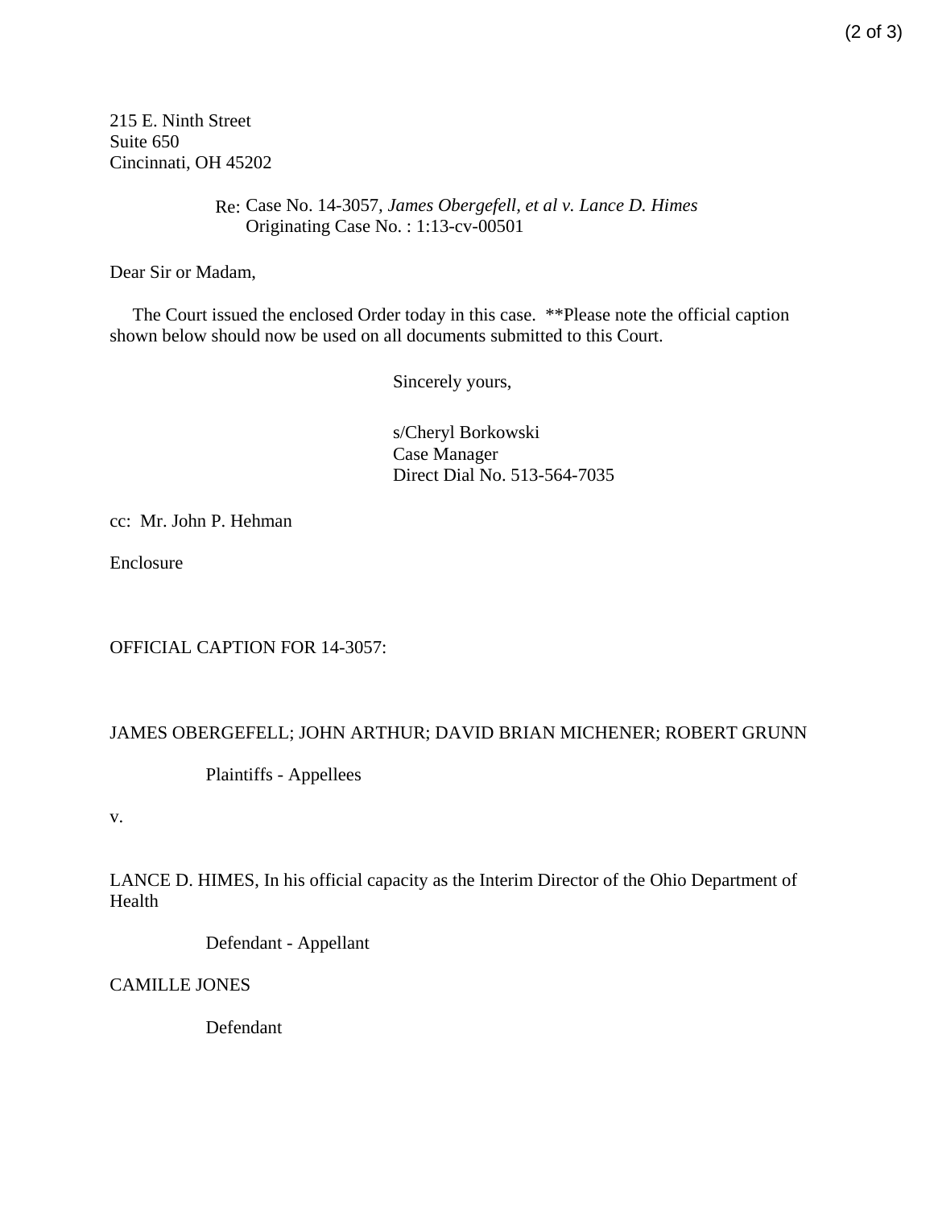215 E. Ninth Street
Suite 650
Cincinnati, OH 45202

Re: Case No. 14-3057, *James Obergefell, et al v. Lance D. Himes*
Originating Case No. : 1:13-cv-00501

Dear Sir or Madam,

The Court issued the enclosed Order today in this case. **Please note the official caption shown below should now be used on all documents submitted to this Court.

Sincerely yours,

s/Cheryl Borkowski
Case Manager
Direct Dial No. 513-564-7035

cc: Mr. John P. Hehman

Enclosure

OFFICIAL CAPTION FOR 14-3057:

JAMES OBERGEFELL; JOHN ARTHUR; DAVID BRIAN MICHENER; ROBERT GRUNN

Plaintiffs - Appellees

v.

LANCE D. HIMES, In his official capacity as the Interim Director of the Ohio Department of Health

Defendant - Appellant

CAMILLE JONES

Defendant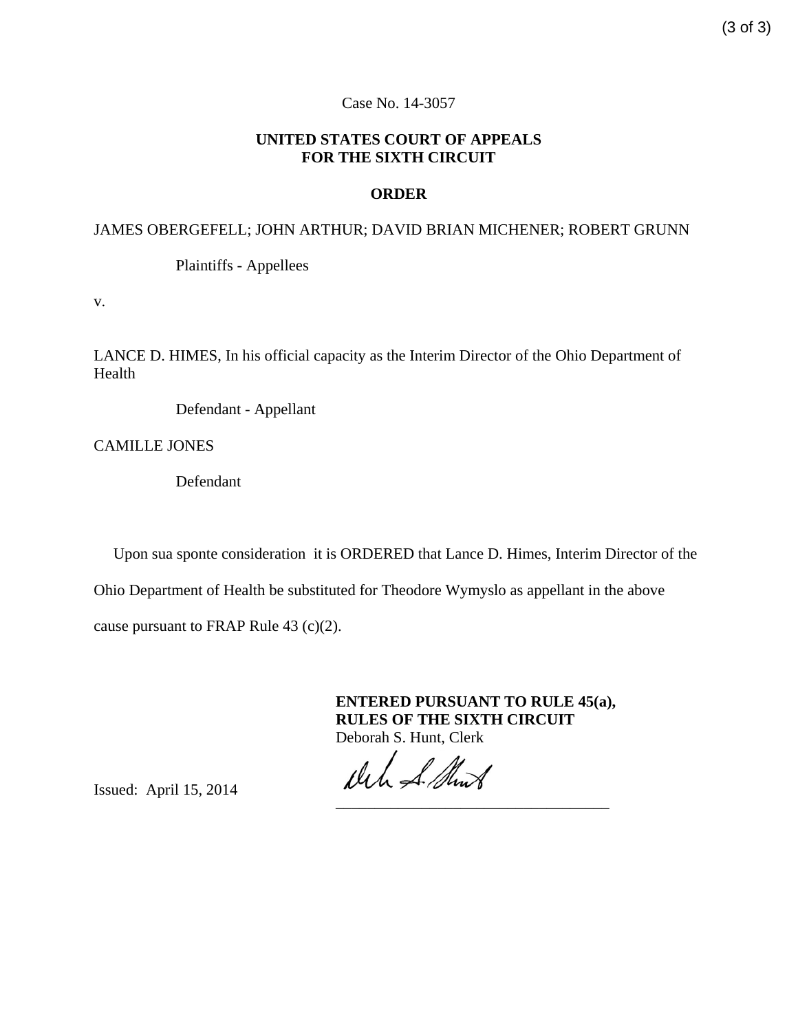Case No. 14-3057

**UNITED STATES COURT OF APPEALS**
**FOR THE SIXTH CIRCUIT**

**ORDER**

JAMES OBERGEFELL; JOHN ARTHUR; DAVID BRIAN MICHENER; ROBERT GRUNN

Plaintiffs - Appellees

v.

LANCE D. HIMES, In his official capacity as the Interim Director of the Ohio Department of Health

Defendant - Appellant

CAMILLE JONES

Defendant

Upon sua sponte consideration it is ORDERED that Lance D. Himes, Interim Director of the Ohio Department of Health be substituted for Theodore Wymyslo as appellant in the above cause pursuant to FRAP Rule 43 (c)(2).

**ENTERED PURSUANT TO RULE 45(a),**
**RULES OF THE SIXTH CIRCUIT**
Deborah S. Hunt, Clerk

Issued: April 15, 2014